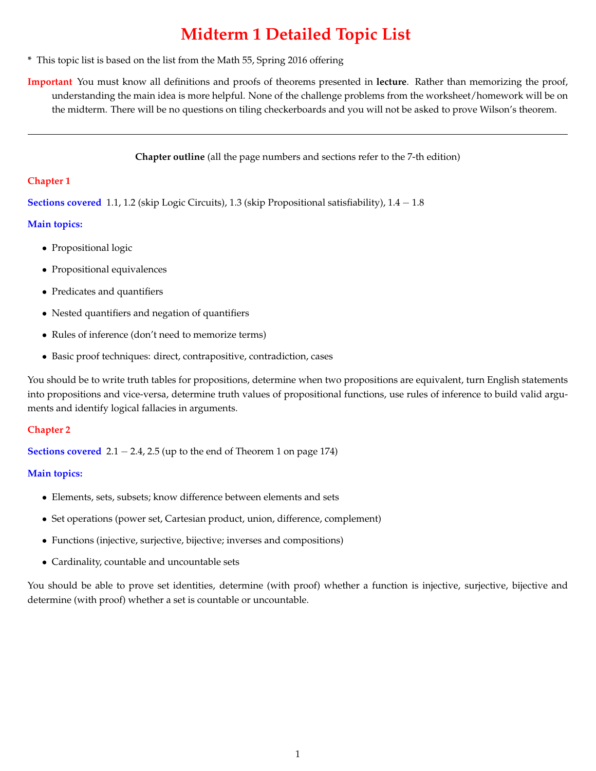# Midterm 1 Detailed Topic List

* This topic list is based on the list from the Math 55, Spring 2016 offering

**Important** You must know all definitions and proofs of theorems presented in **lecture**. Rather than memorizing the proof, understanding the main idea is more helpful. None of the challenge problems from the worksheet/homework will be on the midterm. There will be no questions on tiling checkerboards and you will not be asked to prove Wilson's theorem.

---

**Chapter outline** (all the page numbers and sections refer to the 7-th edition)

## Chapter 1

**Sections covered** 1.1, 1.2 (skip Logic Circuits), 1.3 (skip Propositional satisfiability), $1.4 - 1.8$

### Main topics:

- Propositional logic
- Propositional equivalences
- Predicates and quantifiers
- Nested quantifiers and negation of quantifiers
- Rules of inference (don't need to memorize terms)
- Basic proof techniques: direct, contrapositive, contradiction, cases

You should be to write truth tables for propositions, determine when two propositions are equivalent, turn English statements into propositions and vice-versa, determine truth values of propositional functions, use rules of inference to build valid arguments and identify logical fallacies in arguments.

## Chapter 2

**Sections covered** $2.1 - 2.4$, 2.5 (up to the end of Theorem 1 on page 174)

### Main topics:

- Elements, sets, subsets; know difference between elements and sets
- Set operations (power set, Cartesian product, union, difference, complement)
- Functions (injective, surjective, bijective; inverses and compositions)
- Cardinality, countable and uncountable sets

You should be able to prove set identities, determine (with proof) whether a function is injective, surjective, bijective and determine (with proof) whether a set is countable or uncountable.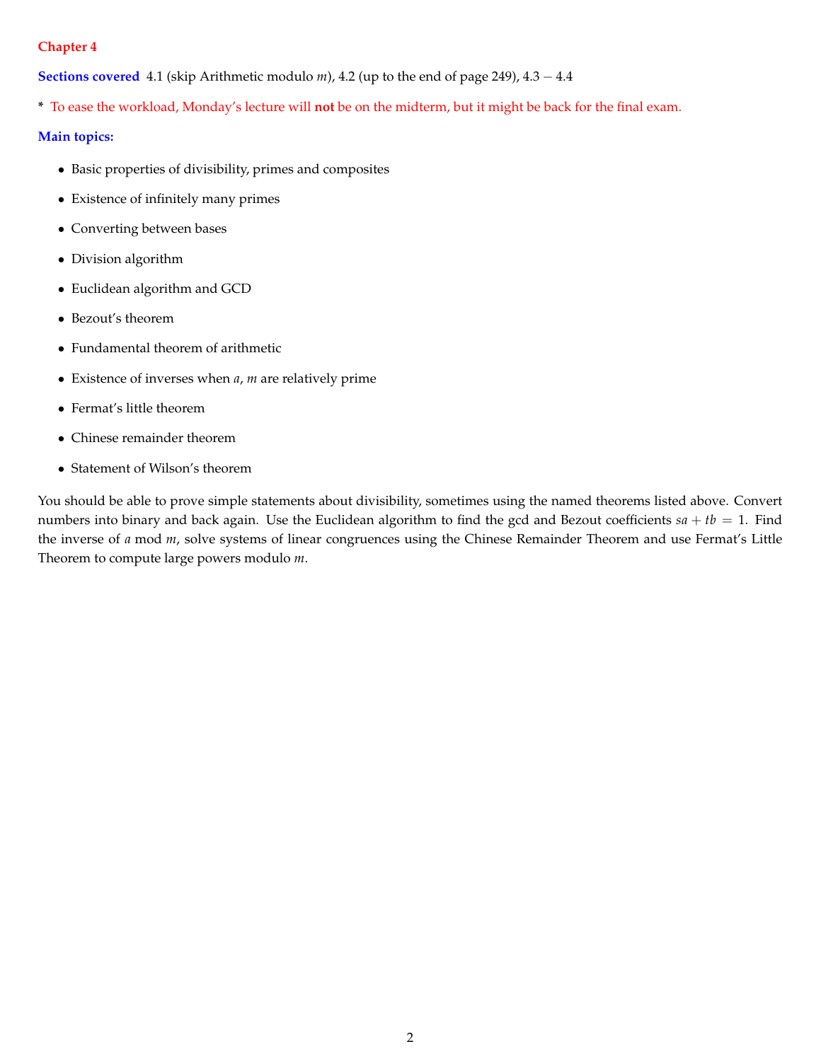## Chapter 4

**Sections covered** 4.1 (skip Arithmetic modulo $m$), 4.2 (up to the end of page 249), $4.3 - 4.4$

* To ease the workload, Monday's lecture will **not** be on the midterm, but it might be back for the final exam.

**Main topics:**

- Basic properties of divisibility, primes and composites
- Existence of infinitely many primes
- Converting between bases
- Division algorithm
- Euclidean algorithm and GCD
- Bezout's theorem
- Fundamental theorem of arithmetic
- Existence of inverses when $a$, $m$ are relatively prime
- Fermat's little theorem
- Chinese remainder theorem
- Statement of Wilson's theorem

You should be able to prove simple statements about divisibility, sometimes using the named theorems listed above. Convert numbers into binary and back again. Use the Euclidean algorithm to find the gcd and Bezout coefficients $sa + tb = 1$. Find the inverse of $a$ mod $m$, solve systems of linear congruences using the Chinese Remainder Theorem and use Fermat's Little Theorem to compute large powers modulo $m$.